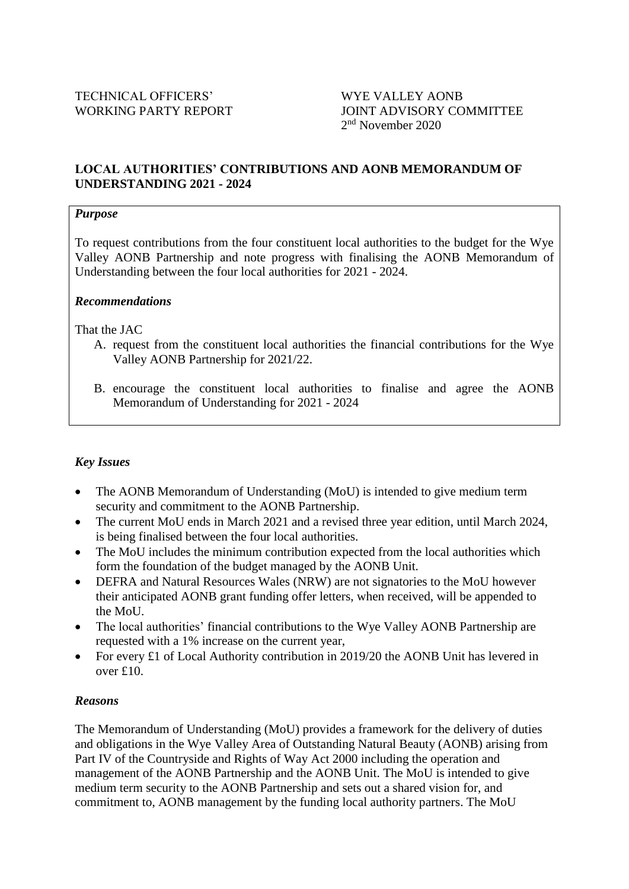TECHNICAL OFFICERS' WORKING PARTY REPORT

WYE VALLEY AONB JOINT ADVISORY COMMITTEE
2nd November 2020

**LOCAL AUTHORITIES' CONTRIBUTIONS AND AONB MEMORANDUM OF UNDERSTANDING 2021 - 2024**

***Purpose***

To request contributions from the four constituent local authorities to the budget for the Wye Valley AONB Partnership and note progress with finalising the AONB Memorandum of Understanding between the four local authorities for 2021 - 2024.

***Recommendations***

That the JAC

A. request from the constituent local authorities the financial contributions for the Wye Valley AONB Partnership for 2021/22.

B. encourage the constituent local authorities to finalise and agree the AONB Memorandum of Understanding for 2021 - 2024

***Key Issues***

- The AONB Memorandum of Understanding (MoU) is intended to give medium term security and commitment to the AONB Partnership.
- The current MoU ends in March 2021 and a revised three year edition, until March 2024, is being finalised between the four local authorities.
- The MoU includes the minimum contribution expected from the local authorities which form the foundation of the budget managed by the AONB Unit.
- DEFRA and Natural Resources Wales (NRW) are not signatories to the MoU however their anticipated AONB grant funding offer letters, when received, will be appended to the MoU.
- The local authorities' financial contributions to the Wye Valley AONB Partnership are requested with a 1% increase on the current year,
- For every £1 of Local Authority contribution in 2019/20 the AONB Unit has levered in over £10.

***Reasons***

The Memorandum of Understanding (MoU) provides a framework for the delivery of duties and obligations in the Wye Valley Area of Outstanding Natural Beauty (AONB) arising from Part IV of the Countryside and Rights of Way Act 2000 including the operation and management of the AONB Partnership and the AONB Unit. The MoU is intended to give medium term security to the AONB Partnership and sets out a shared vision for, and commitment to, AONB management by the funding local authority partners. The MoU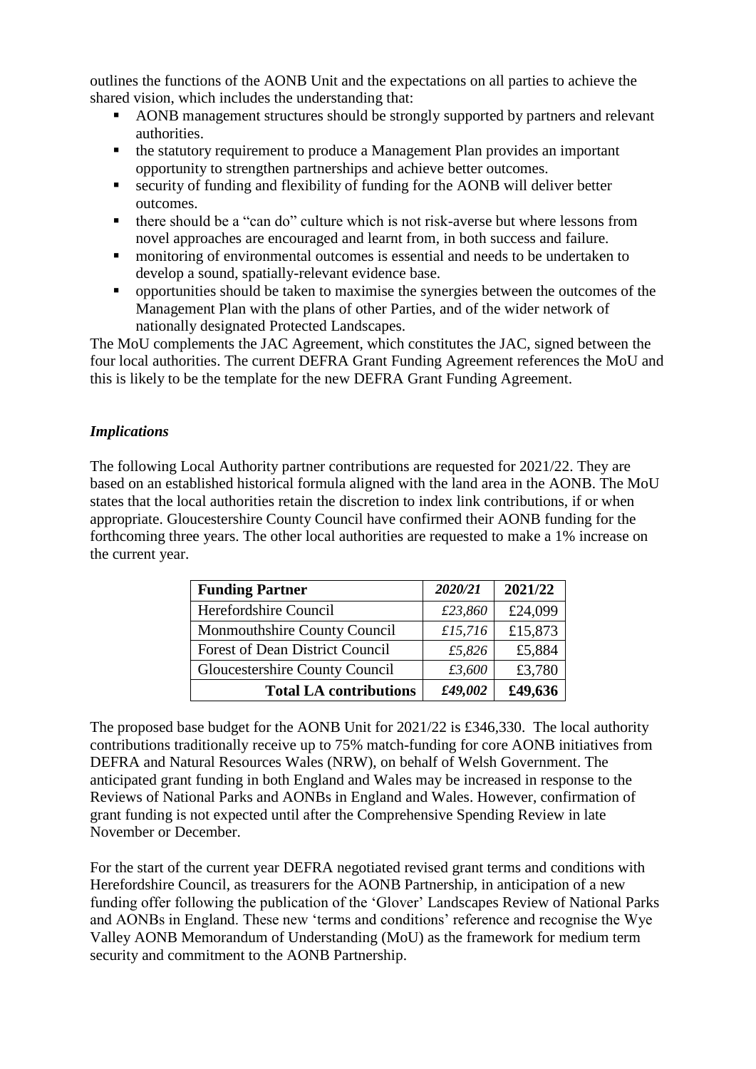outlines the functions of the AONB Unit and the expectations on all parties to achieve the shared vision, which includes the understanding that:

- AONB management structures should be strongly supported by partners and relevant authorities.
- the statutory requirement to produce a Management Plan provides an important opportunity to strengthen partnerships and achieve better outcomes.
- security of funding and flexibility of funding for the AONB will deliver better outcomes.
- there should be a "can do" culture which is not risk-averse but where lessons from novel approaches are encouraged and learnt from, in both success and failure.
- monitoring of environmental outcomes is essential and needs to be undertaken to develop a sound, spatially-relevant evidence base.
- opportunities should be taken to maximise the synergies between the outcomes of the Management Plan with the plans of other Parties, and of the wider network of nationally designated Protected Landscapes.

The MoU complements the JAC Agreement, which constitutes the JAC, signed between the four local authorities. The current DEFRA Grant Funding Agreement references the MoU and this is likely to be the template for the new DEFRA Grant Funding Agreement.

### *Implications*

The following Local Authority partner contributions are requested for 2021/22. They are based on an established historical formula aligned with the land area in the AONB. The MoU states that the local authorities retain the discretion to index link contributions, if or when appropriate. Gloucestershire County Council have confirmed their AONB funding for the forthcoming three years. The other local authorities are requested to make a 1% increase on the current year.

| **Funding Partner** | ***2020/21*** | **2021/22** |
| --- | --- | --- |
| Herefordshire Council | *£23,860* | £24,099 |
| Monmouthshire County Council | *£15,716* | £15,873 |
| Forest of Dean District Council | *£5,826* | £5,884 |
| Gloucestershire County Council | *£3,600* | £3,780 |
| **Total LA contributions** | ***£49,002*** | **£49,636** |

The proposed base budget for the AONB Unit for 2021/22 is £346,330. The local authority contributions traditionally receive up to 75% match-funding for core AONB initiatives from DEFRA and Natural Resources Wales (NRW), on behalf of Welsh Government. The anticipated grant funding in both England and Wales may be increased in response to the Reviews of National Parks and AONBs in England and Wales. However, confirmation of grant funding is not expected until after the Comprehensive Spending Review in late November or December.

For the start of the current year DEFRA negotiated revised grant terms and conditions with Herefordshire Council, as treasurers for the AONB Partnership, in anticipation of a new funding offer following the publication of the 'Glover' Landscapes Review of National Parks and AONBs in England. These new 'terms and conditions' reference and recognise the Wye Valley AONB Memorandum of Understanding (MoU) as the framework for medium term security and commitment to the AONB Partnership.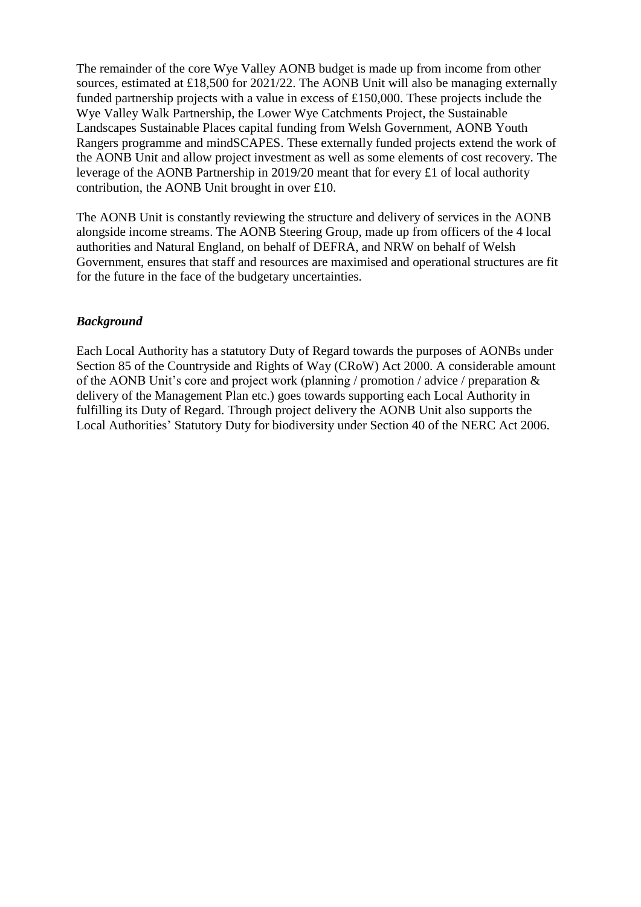The remainder of the core Wye Valley AONB budget is made up from income from other sources, estimated at £18,500 for 2021/22. The AONB Unit will also be managing externally funded partnership projects with a value in excess of £150,000. These projects include the Wye Valley Walk Partnership, the Lower Wye Catchments Project, the Sustainable Landscapes Sustainable Places capital funding from Welsh Government, AONB Youth Rangers programme and mindSCAPES. These externally funded projects extend the work of the AONB Unit and allow project investment as well as some elements of cost recovery. The leverage of the AONB Partnership in 2019/20 meant that for every £1 of local authority contribution, the AONB Unit brought in over £10.

The AONB Unit is constantly reviewing the structure and delivery of services in the AONB alongside income streams. The AONB Steering Group, made up from officers of the 4 local authorities and Natural England, on behalf of DEFRA, and NRW on behalf of Welsh Government, ensures that staff and resources are maximised and operational structures are fit for the future in the face of the budgetary uncertainties.

### *Background*

Each Local Authority has a statutory Duty of Regard towards the purposes of AONBs under Section 85 of the Countryside and Rights of Way (CRoW) Act 2000. A considerable amount of the AONB Unit's core and project work (planning / promotion / advice / preparation & delivery of the Management Plan etc.) goes towards supporting each Local Authority in fulfilling its Duty of Regard. Through project delivery the AONB Unit also supports the Local Authorities' Statutory Duty for biodiversity under Section 40 of the NERC Act 2006.